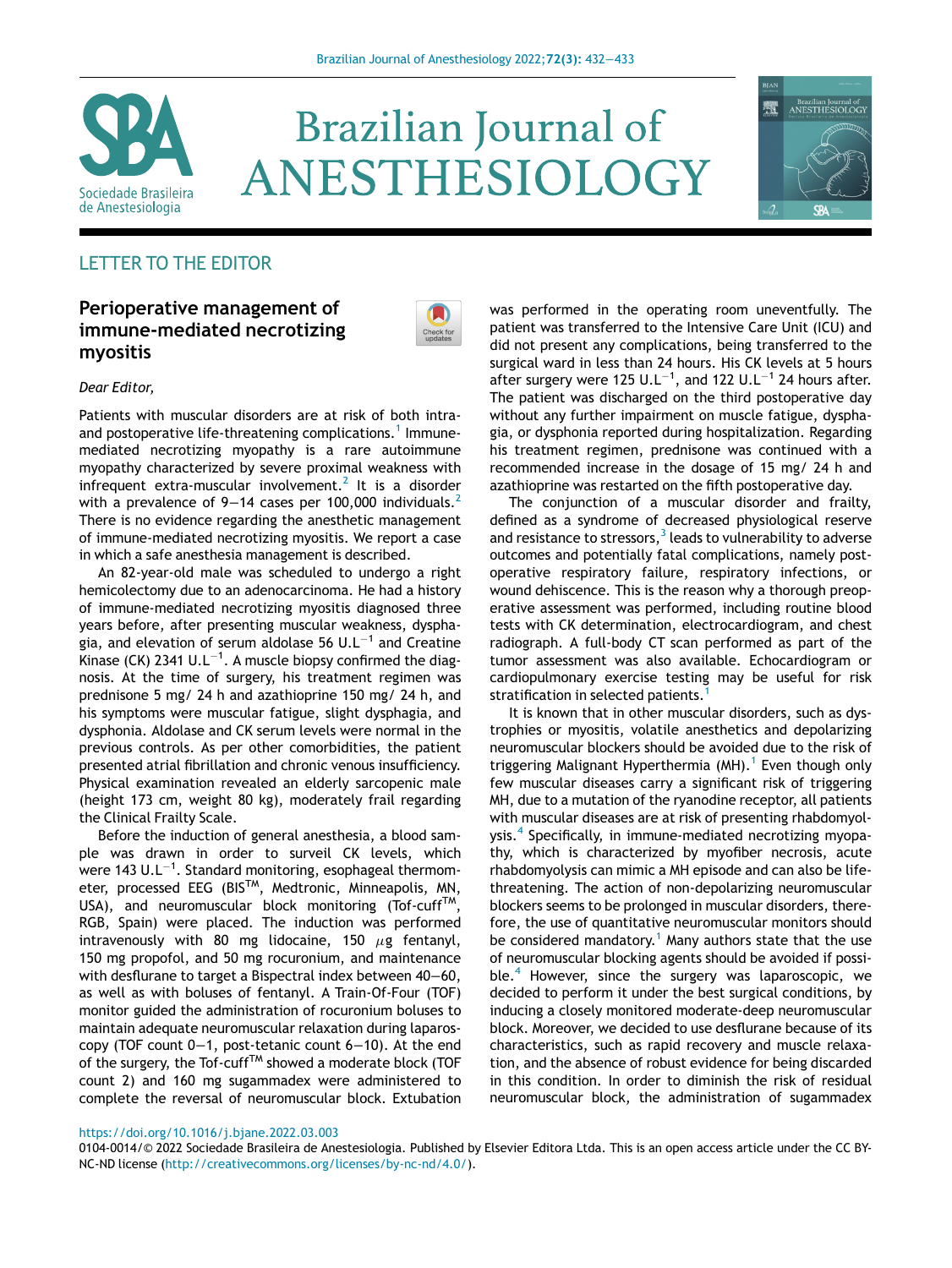LETTER TO THE EDITOR

# Perioperative management of immune-mediated necrotizing myositis

*Dear Editor,*

Patients with muscular disorders are at risk of both intra- and postoperative life-threatening complications.[1] Immune-mediated necrotizing myopathy is a rare autoimmune myopathy characterized by severe proximal weakness with infrequent extra-muscular involvement.[2] It is a disorder with a prevalence of 9–14 cases per 100,000 individuals.[2] There is no evidence regarding the anesthetic management of immune-mediated necrotizing myositis. We report a case in which a safe anesthesia management is described.

An 82-year-old male was scheduled to undergo a right hemicolectomy due to an adenocarcinoma. He had a history of immune-mediated necrotizing myositis diagnosed three years before, after presenting muscular weakness, dysphagia, and elevation of serum aldolase 56 $U.L^{-1}$ and Creatine Kinase (CK) 2341 $U.L^{-1}$. A muscle biopsy confirmed the diagnosis. At the time of surgery, his treatment regimen was prednisone 5 mg/ 24 h and azathioprine 150 mg/ 24 h, and his symptoms were muscular fatigue, slight dysphagia, and dysphonia. Aldolase and CK serum levels were normal in the previous controls. As per other comorbidities, the patient presented atrial fibrillation and chronic venous insufficiency. Physical examination revealed an elderly sarcopenic male (height 173 cm, weight 80 kg), moderately frail regarding the Clinical Frailty Scale.

Before the induction of general anesthesia, a blood sample was drawn in order to surveil CK levels, which were 143 $U.L^{-1}$. Standard monitoring, esophageal thermometer, processed EEG (BIS™, Medtronic, Minneapolis, MN, USA), and neuromuscular block monitoring (Tof-cuff™, RGB, Spain) were placed. The induction was performed intravenously with 80 mg lidocaine, 150 $\mu$g fentanyl, 150 mg propofol, and 50 mg rocuronium, and maintenance with desflurane to target a Bispectral index between 40–60, as well as with boluses of fentanyl. A Train-Of-Four (TOF) monitor guided the administration of rocuronium boluses to maintain adequate neuromuscular relaxation during laparoscopy (TOF count 0–1, post-tetanic count 6–10). At the end of the surgery, the Tof-cuff™ showed a moderate block (TOF count 2) and 160 mg sugammadex were administered to complete the reversal of neuromuscular block. Extubation was performed in the operating room uneventfully. The patient was transferred to the Intensive Care Unit (ICU) and did not present any complications, being transferred to the surgical ward in less than 24 hours. His CK levels at 5 hours after surgery were 125 $U.L^{-1}$, and 122 $U.L^{-1}$ 24 hours after. The patient was discharged on the third postoperative day without any further impairment on muscle fatigue, dysphagia, or dysphonia reported during hospitalization. Regarding his treatment regimen, prednisone was continued with a recommended increase in the dosage of 15 mg/ 24 h and azathioprine was restarted on the fifth postoperative day.

The conjunction of a muscular disorder and frailty, defined as a syndrome of decreased physiological reserve and resistance to stressors,[3] leads to vulnerability to adverse outcomes and potentially fatal complications, namely postoperative respiratory failure, respiratory infections, or wound dehiscence. This is the reason why a thorough preoperative assessment was performed, including routine blood tests with CK determination, electrocardiogram, and chest radiograph. A full-body CT scan performed as part of the tumor assessment was also available. Echocardiogram or cardiopulmonary exercise testing may be useful for risk stratification in selected patients.[1]

It is known that in other muscular disorders, such as dystrophies or myositis, volatile anesthetics and depolarizing neuromuscular blockers should be avoided due to the risk of triggering Malignant Hyperthermia (MH).[1] Even though only few muscular diseases carry a significant risk of triggering MH, due to a mutation of the ryanodine receptor, all patients with muscular diseases are at risk of presenting rhabdomyolysis.[4] Specifically, in immune-mediated necrotizing myopathy, which is characterized by myofiber necrosis, acute rhabdomyolysis can mimic a MH episode and can also be life-threatening. The action of non-depolarizing neuromuscular blockers seems to be prolonged in muscular disorders, therefore, the use of quantitative neuromuscular monitors should be considered mandatory.[1] Many authors state that the use of neuromuscular blocking agents should be avoided if possible.[4] However, since the surgery was laparoscopic, we decided to perform it under the best surgical conditions, by inducing a closely monitored moderate-deep neuromuscular block. Moreover, we decided to use desflurane because of its characteristics, such as rapid recovery and muscle relaxation, and the absence of robust evidence for being discarded in this condition. In order to diminish the risk of residual neuromuscular block, the administration of sugammadex

https://doi.org/10.1016/j.bjane.2022.03.003

0104-0014/© 2022 Sociedade Brasileira de Anestesiologia. Published by Elsevier Editora Ltda. This is an open access article under the CC BY-NC-ND license (http://creativecommons.org/licenses/by-nc-nd/4.0/).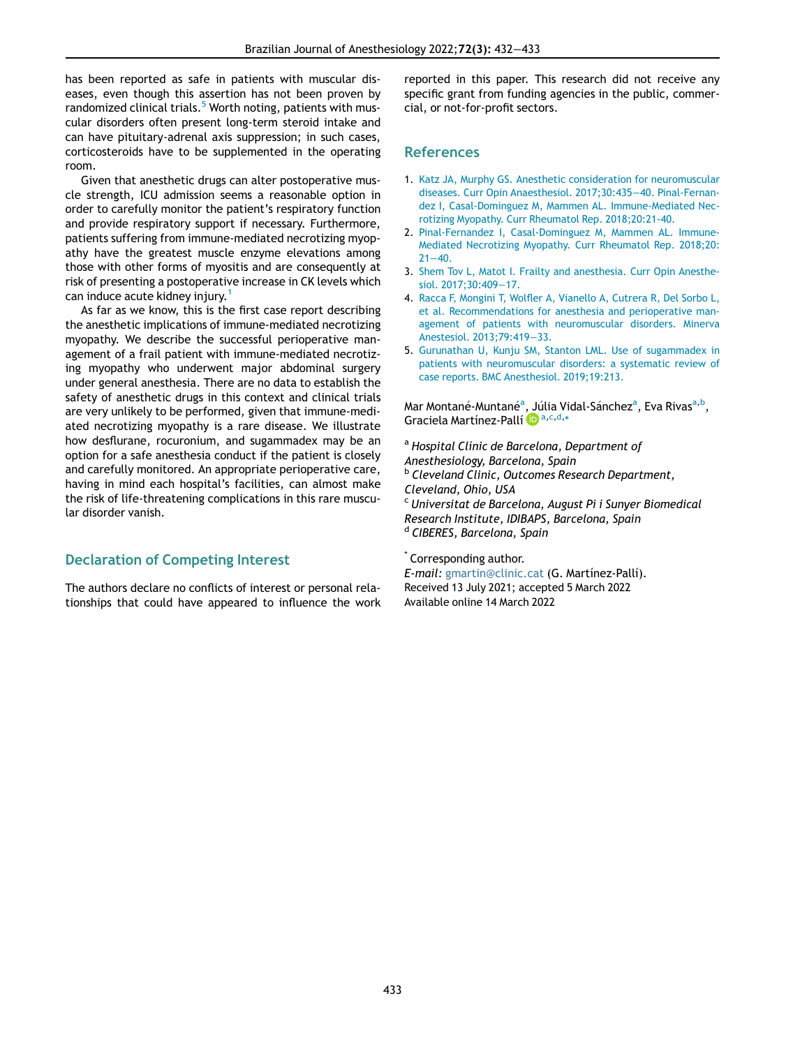has been reported as safe in patients with muscular diseases, even though this assertion has not been proven by randomized clinical trials.[5] Worth noting, patients with muscular disorders often present long-term steroid intake and can have pituitary-adrenal axis suppression; in such cases, corticosteroids have to be supplemented in the operating room.

Given that anesthetic drugs can alter postoperative muscle strength, ICU admission seems a reasonable option in order to carefully monitor the patient's respiratory function and provide respiratory support if necessary. Furthermore, patients suffering from immune-mediated necrotizing myopathy have the greatest muscle enzyme elevations among those with other forms of myositis and are consequently at risk of presenting a postoperative increase in CK levels which can induce acute kidney injury.[1]

As far as we know, this is the first case report describing the anesthetic implications of immune-mediated necrotizing myopathy. We describe the successful perioperative management of a frail patient with immune-mediated necrotizing myopathy who underwent major abdominal surgery under general anesthesia. There are no data to establish the safety of anesthetic drugs in this context and clinical trials are very unlikely to be performed, given that immune-mediated necrotizing myopathy is a rare disease. We illustrate how desflurane, rocuronium, and sugammadex may be an option for a safe anesthesia conduct if the patient is closely and carefully monitored. An appropriate perioperative care, having in mind each hospital's facilities, can almost make the risk of life-threatening complications in this rare muscular disorder vanish.

## Declaration of Competing Interest

The authors declare no conflicts of interest or personal relationships that could have appeared to influence the work reported in this paper. This research did not receive any specific grant from funding agencies in the public, commercial, or not-for-profit sectors.

## References

1. Katz JA, Murphy GS. Anesthetic consideration for neuromuscular diseases. Curr Opin Anaesthesiol. 2017;30:435—40. Pinal-Fernandez I, Casal-Dominguez M, Mammen AL. Immune-Mediated Necrotizing Myopathy. Curr Rheumatol Rep. 2018;20:21-40.
2. Pinal-Fernandez I, Casal-Dominguez M, Mammen AL. Immune-Mediated Necrotizing Myopathy. Curr Rheumatol Rep. 2018;20:21—40.
3. Shem Tov L, Matot I. Frailty and anesthesia. Curr Opin Anesthesiol. 2017;30:409—17.
4. Racca F, Mongini T, Wolfler A, Vianello A, Cutrera R, Del Sorbo L, et al. Recommendations for anesthesia and perioperative management of patients with neuromuscular disorders. Minerva Anestesiol. 2013;79:419—33.
5. Gurunathan U, Kunju SM, Stanton LML. Use of sugammadex in patients with neuromuscular disorders: a systematic review of case reports. BMC Anesthesiol. 2019;19:213.

Mar Montané-Muntané[a], Júlia Vidal-Sánchez[a], Eva Rivas[a,b], Graciela Martínez-Pallí[a,c,d,*]

[a] *Hospital Clínic de Barcelona, Department of Anesthesiology, Barcelona, Spain*
[b] *Cleveland Clinic, Outcomes Research Department, Cleveland, Ohio, USA*
[c] *Universitat de Barcelona, August Pi i Sunyer Biomedical Research Institute, IDIBAPS, Barcelona, Spain*
[d] *CIBERES, Barcelona, Spain*

[*] Corresponding author.
*E-mail:* gmartin@clinic.cat (G. Martínez-Pallí).
Received 13 July 2021; accepted 5 March 2022
Available online 14 March 2022